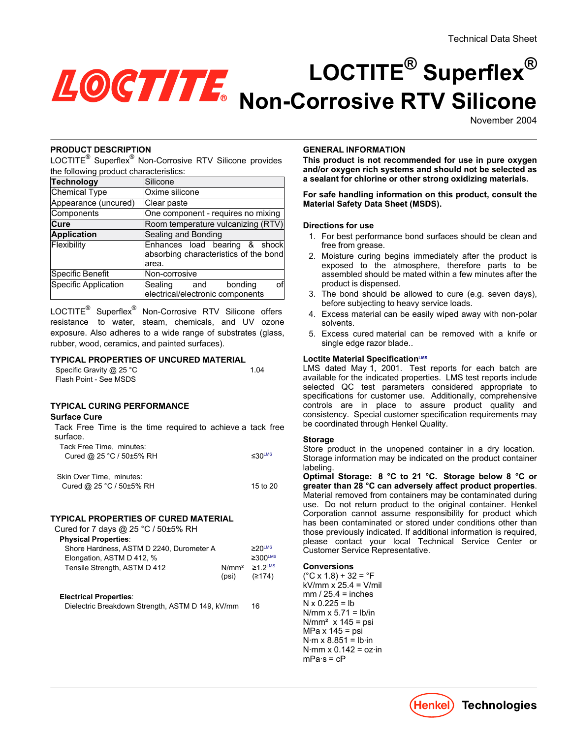Technical Data Sheet

# LOCTITE® Superflex® Non-Corrosive RTV Silicone

November 2004

## PRODUCT DESCRIPTION

LOCTITE® Superflex® Non-Corrosive RTV Silicone provides the following product characteristics:

| | |
|---|---|
| **Technology** | Silicone |
| Chemical Type | Oxime silicone |
| Appearance (uncured) | Clear paste |
| Components | One component - requires no mixing |
| **Cure** | Room temperature vulcanizing (RTV) |
| **Application** | Sealing and Bonding |
| Flexibility | Enhances load bearing & shock absorbing characteristics of the bond area. |
| Specific Benefit | Non-corrosive |
| Specific Application | Sealing and bonding of electrical/electronic components |

LOCTITE® Superflex® Non-Corrosive RTV Silicone offers resistance to water, steam, chemicals, and UV ozone exposure. Also adheres to a wide range of substrates (glass, rubber, wood, ceramics, and painted surfaces).

## TYPICAL PROPERTIES OF UNCURED MATERIAL

Specific Gravity @ 25 °C 1.04

Flash Point - See MSDS

## TYPICAL CURING PERFORMANCE

### Surface Cure

Tack Free Time is the time required to achieve a tack free surface.

Tack Free Time, minutes:
Cured @ 25 °C / 50±5% RH ≤30[LMS]

Skin Over Time, minutes:
Cured @ 25 °C / 50±5% RH 15 to 20

## TYPICAL PROPERTIES OF CURED MATERIAL

Cured for 7 days @ 25 °C / 50±5% RH

**Physical Properties**:

| | | |
|---|---|---|
| Shore Hardness, ASTM D 2240, Durometer A | | ≥20[LMS] |
| Elongation, ASTM D 412, % | | ≥300[LMS] |
| Tensile Strength, ASTM D 412 | N/mm² (psi) | ≥1.2[LMS] (≥174) |

**Electrical Properties**:

Dielectric Breakdown Strength, ASTM D 149, kV/mm 16

## GENERAL INFORMATION

**This product is not recommended for use in pure oxygen and/or oxygen rich systems and should not be selected as a sealant for chlorine or other strong oxidizing materials.**

**For safe handling information on this product, consult the Material Safety Data Sheet (MSDS).**

### Directions for use

1. For best performance bond surfaces should be clean and free from grease.
2. Moisture curing begins immediately after the product is exposed to the atmosphere, therefore parts to be assembled should be mated within a few minutes after the product is dispensed.
3. The bond should be allowed to cure (e.g. seven days), before subjecting to heavy service loads.
4. Excess material can be easily wiped away with non-polar solvents.
5. Excess cured material can be removed with a knife or single edge razor blade..

### Loctite Material Specification[LMS]

LMS dated May 1, 2001. Test reports for each batch are available for the indicated properties. LMS test reports include selected QC test parameters considered appropriate to specifications for customer use. Additionally, comprehensive controls are in place to assure product quality and consistency. Special customer specification requirements may be coordinated through Henkel Quality.

### Storage

Store product in the unopened container in a dry location. Storage information may be indicated on the product container labeling.

**Optimal Storage: 8 °C to 21 °C. Storage below 8 °C or greater than 28 °C can adversely affect product properties**. Material removed from containers may be contaminated during use. Do not return product to the original container. Henkel Corporation cannot assume responsibility for product which has been contaminated or stored under conditions other than those previously indicated. If additional information is required, please contact your local Technical Service Center or Customer Service Representative.

### Conversions

(°C x 1.8) + 32 = °F
kV/mm x 25.4 = V/mil
mm / 25.4 = inches
N x 0.225 = lb
N/mm x 5.71 = lb/in
N/mm² x 145 = psi
MPa x 145 = psi
N·m x 8.851 = lb·in
N·mm x 0.142 = oz·in
mPa·s = cP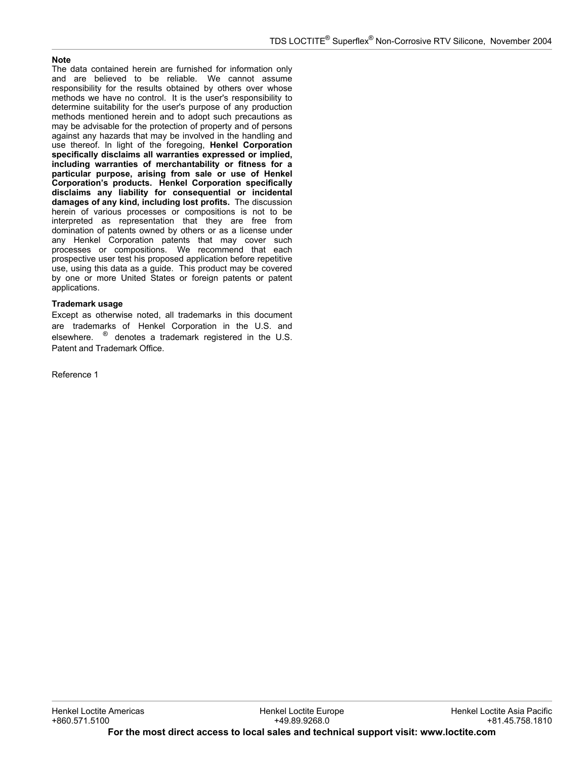**Note**

The data contained herein are furnished for information only and are believed to be reliable. We cannot assume responsibility for the results obtained by others over whose methods we have no control. It is the user's responsibility to determine suitability for the user's purpose of any production methods mentioned herein and to adopt such precautions as may be advisable for the protection of property and of persons against any hazards that may be involved in the handling and use thereof. In light of the foregoing, **Henkel Corporation specifically disclaims all warranties expressed or implied, including warranties of merchantability or fitness for a particular purpose, arising from sale or use of Henkel Corporation's products. Henkel Corporation specifically disclaims any liability for consequential or incidental damages of any kind, including lost profits.** The discussion herein of various processes or compositions is not to be interpreted as representation that they are free from domination of patents owned by others or as a license under any Henkel Corporation patents that may cover such processes or compositions. We recommend that each prospective user test his proposed application before repetitive use, using this data as a guide. This product may be covered by one or more United States or foreign patents or patent applications.

**Trademark usage**

Except as otherwise noted, all trademarks in this document are trademarks of Henkel Corporation in the U.S. and elsewhere. ® denotes a trademark registered in the U.S. Patent and Trademark Office.

Reference 1

Henkel Loctite Americas
+860.571.5100

Henkel Loctite Europe
+49.89.9268.0

Henkel Loctite Asia Pacific
+81.45.758.1810

**For the most direct access to local sales and technical support visit: www.loctite.com**